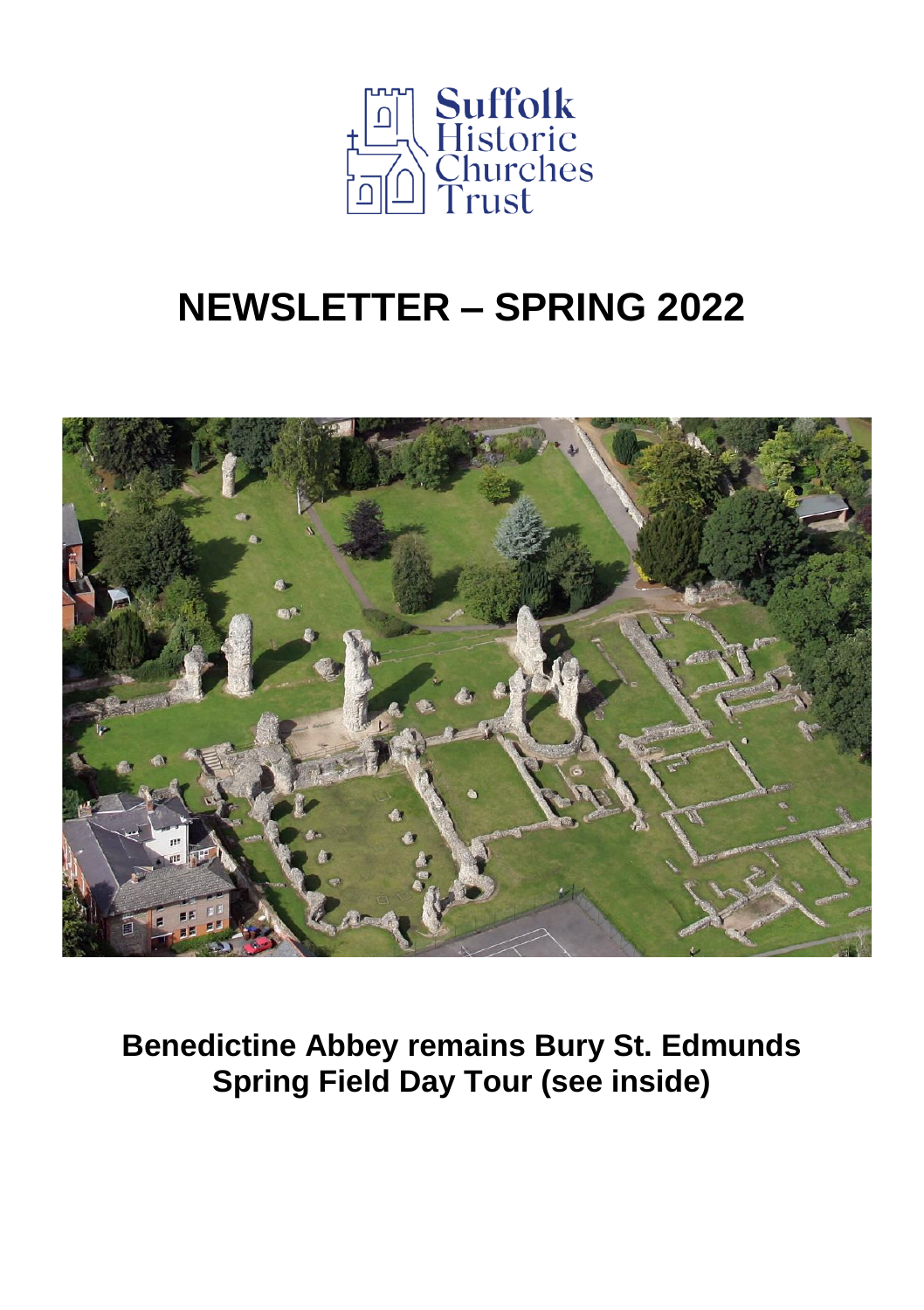Suffolk Historic Churches Trust

# NEWSLETTER – SPRING 2022

**Benedictine Abbey remains Bury St. Edmunds**
**Spring Field Day Tour (see inside)**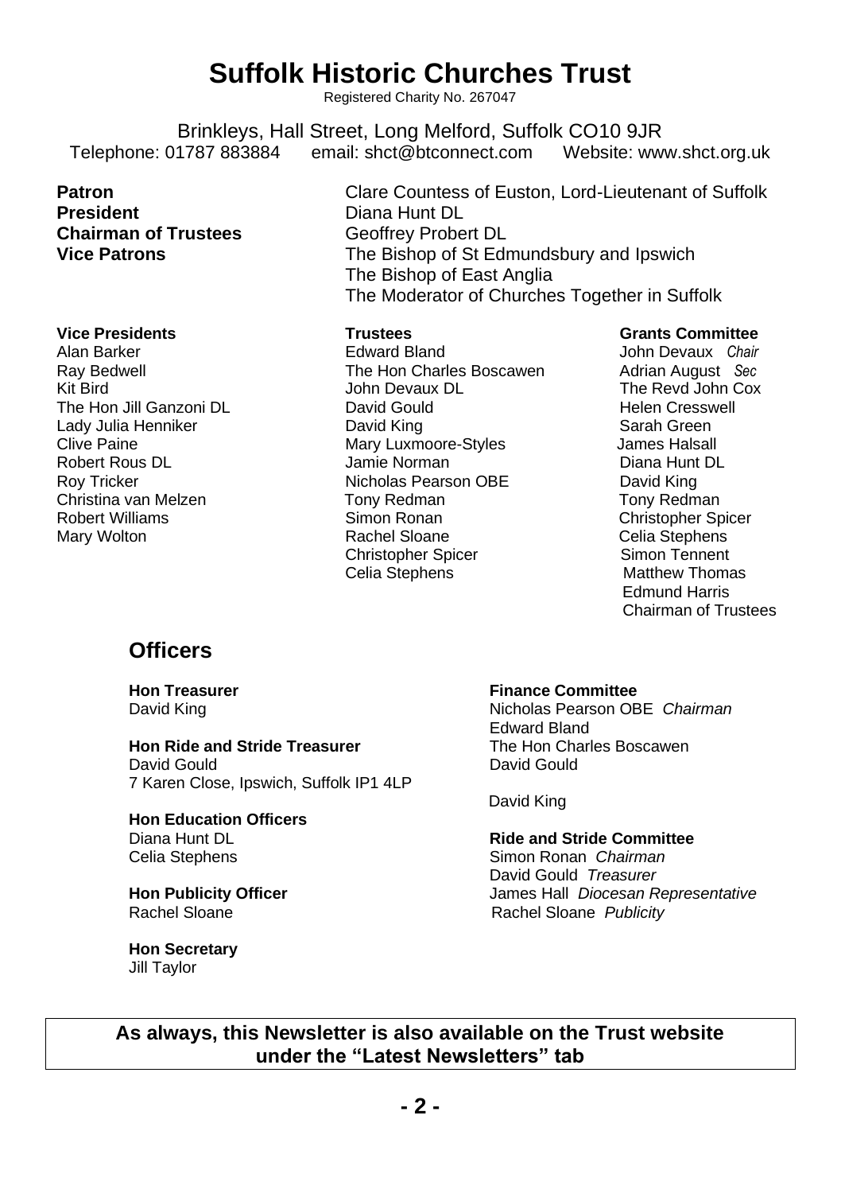# Suffolk Historic Churches Trust

Registered Charity No. 267047

Brinkleys, Hall Street, Long Melford, Suffolk CO10 9JR
Telephone: 01787 883884 email: shct@btconnect.com Website: www.shct.org.uk

**Patron** Clare Countess of Euston, Lord-Lieutenant of Suffolk
**President** Diana Hunt DL
**Chairman of Trustees** Geoffrey Probert DL
**Vice Patrons** The Bishop of St Edmundsbury and Ipswich
The Bishop of East Anglia
The Moderator of Churches Together in Suffolk

**Vice Presidents**
Alan Barker
Ray Bedwell
Kit Bird
The Hon Jill Ganzoni DL
Lady Julia Henniker
Clive Paine
Robert Rous DL
Roy Tricker
Christina van Melzen
Robert Williams
Mary Wolton

**Trustees**
Edward Bland
The Hon Charles Boscawen
John Devaux DL
David Gould
David King
Mary Luxmoore-Styles
Jamie Norman
Nicholas Pearson OBE
Tony Redman
Simon Ronan
Rachel Sloane
Christopher Spicer
Celia Stephens

**Grants Committee**
John Devaux *Chair*
Adrian August *Sec*
The Revd John Cox
Helen Cresswell
Sarah Green
James Halsall
Diana Hunt DL
David King
Tony Redman
Christopher Spicer
Celia Stephens
Simon Tennent
Matthew Thomas
Edmund Harris
Chairman of Trustees

## Officers

**Hon Treasurer**
David King

**Hon Ride and Stride Treasurer**
David Gould
7 Karen Close, Ipswich, Suffolk IP1 4LP

**Hon Education Officers**
Diana Hunt DL
Celia Stephens

**Hon Publicity Officer**
Rachel Sloane

**Hon Secretary**
Jill Taylor

**Finance Committee**
Nicholas Pearson OBE *Chairman*
Edward Bland
The Hon Charles Boscawen
David Gould
David King

**Ride and Stride Committee**
Simon Ronan *Chairman*
David Gould *Treasurer*
James Hall *Diocesan Representative*
Rachel Sloane *Publicity*

**As always, this Newsletter is also available on the Trust website under the "Latest Newsletters" tab**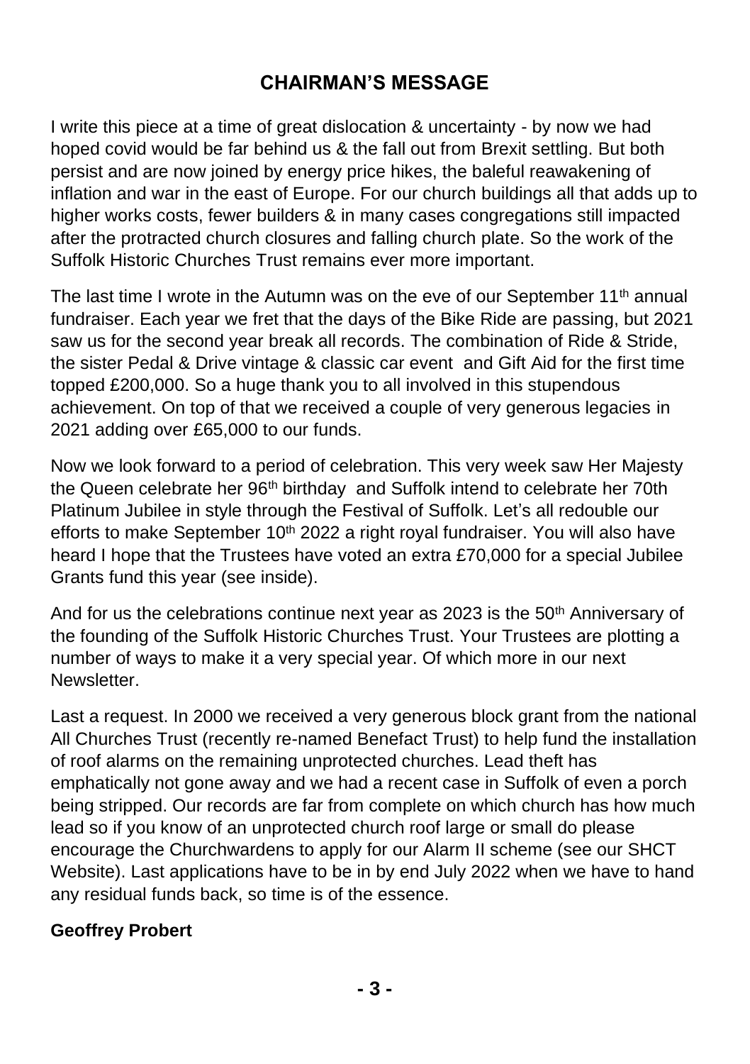## CHAIRMAN'S MESSAGE

I write this piece at a time of great dislocation & uncertainty - by now we had hoped covid would be far behind us & the fall out from Brexit settling. But both persist and are now joined by energy price hikes, the baleful reawakening of inflation and war in the east of Europe. For our church buildings all that adds up to higher works costs, fewer builders & in many cases congregations still impacted after the protracted church closures and falling church plate. So the work of the Suffolk Historic Churches Trust remains ever more important.

The last time I wrote in the Autumn was on the eve of our September 11th annual fundraiser. Each year we fret that the days of the Bike Ride are passing, but 2021 saw us for the second year break all records. The combination of Ride & Stride, the sister Pedal & Drive vintage & classic car event and Gift Aid for the first time topped £200,000. So a huge thank you to all involved in this stupendous achievement. On top of that we received a couple of very generous legacies in 2021 adding over £65,000 to our funds.

Now we look forward to a period of celebration. This very week saw Her Majesty the Queen celebrate her 96th birthday and Suffolk intend to celebrate her 70th Platinum Jubilee in style through the Festival of Suffolk. Let's all redouble our efforts to make September 10th 2022 a right royal fundraiser. You will also have heard I hope that the Trustees have voted an extra £70,000 for a special Jubilee Grants fund this year (see inside).

And for us the celebrations continue next year as 2023 is the 50th Anniversary of the founding of the Suffolk Historic Churches Trust. Your Trustees are plotting a number of ways to make it a very special year. Of which more in our next Newsletter.

Last a request. In 2000 we received a very generous block grant from the national All Churches Trust (recently re-named Benefact Trust) to help fund the installation of roof alarms on the remaining unprotected churches. Lead theft has emphatically not gone away and we had a recent case in Suffolk of even a porch being stripped. Our records are far from complete on which church has how much lead so if you know of an unprotected church roof large or small do please encourage the Churchwardens to apply for our Alarm II scheme (see our SHCT Website). Last applications have to be in by end July 2022 when we have to hand any residual funds back, so time is of the essence.

**Geoffrey Probert**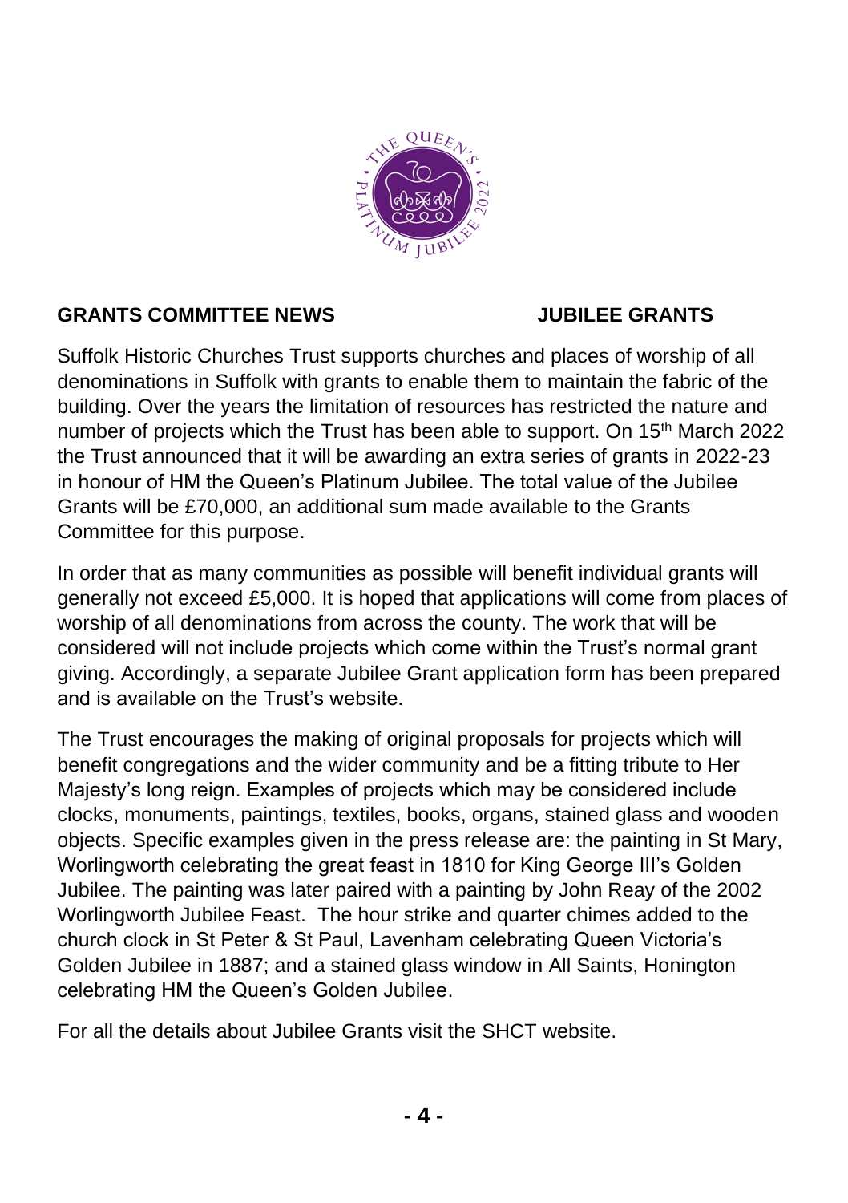## GRANTS COMMITTEE NEWS — JUBILEE GRANTS

Suffolk Historic Churches Trust supports churches and places of worship of all denominations in Suffolk with grants to enable them to maintain the fabric of the building. Over the years the limitation of resources has restricted the nature and number of projects which the Trust has been able to support. On 15th March 2022 the Trust announced that it will be awarding an extra series of grants in 2022-23 in honour of HM the Queen's Platinum Jubilee. The total value of the Jubilee Grants will be £70,000, an additional sum made available to the Grants Committee for this purpose.

In order that as many communities as possible will benefit individual grants will generally not exceed £5,000. It is hoped that applications will come from places of worship of all denominations from across the county. The work that will be considered will not include projects which come within the Trust's normal grant giving. Accordingly, a separate Jubilee Grant application form has been prepared and is available on the Trust's website.

The Trust encourages the making of original proposals for projects which will benefit congregations and the wider community and be a fitting tribute to Her Majesty's long reign. Examples of projects which may be considered include clocks, monuments, paintings, textiles, books, organs, stained glass and wooden objects. Specific examples given in the press release are: the painting in St Mary, Worlingworth celebrating the great feast in 1810 for King George III's Golden Jubilee. The painting was later paired with a painting by John Reay of the 2002 Worlingworth Jubilee Feast. The hour strike and quarter chimes added to the church clock in St Peter & St Paul, Lavenham celebrating Queen Victoria's Golden Jubilee in 1887; and a stained glass window in All Saints, Honington celebrating HM the Queen's Golden Jubilee.

For all the details about Jubilee Grants visit the SHCT website.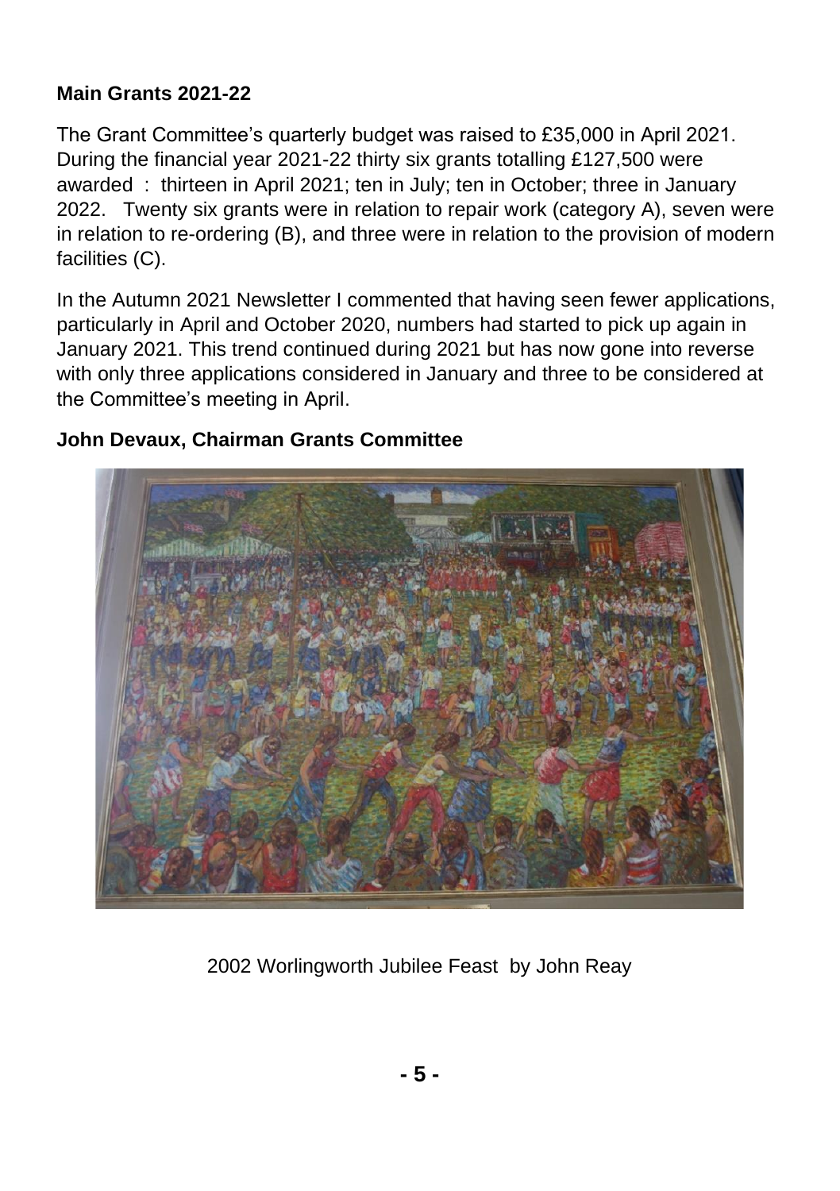**Main Grants 2021-22**

The Grant Committee's quarterly budget was raised to £35,000 in April 2021. During the financial year 2021-22 thirty six grants totalling £127,500 were awarded : thirteen in April 2021; ten in July; ten in October; three in January 2022. Twenty six grants were in relation to repair work (category A), seven were in relation to re-ordering (B), and three were in relation to the provision of modern facilities (C).

In the Autumn 2021 Newsletter I commented that having seen fewer applications, particularly in April and October 2020, numbers had started to pick up again in January 2021. This trend continued during 2021 but has now gone into reverse with only three applications considered in January and three to be considered at the Committee's meeting in April.

**John Devaux, Chairman Grants Committee**

2002 Worlingworth Jubilee Feast by John Reay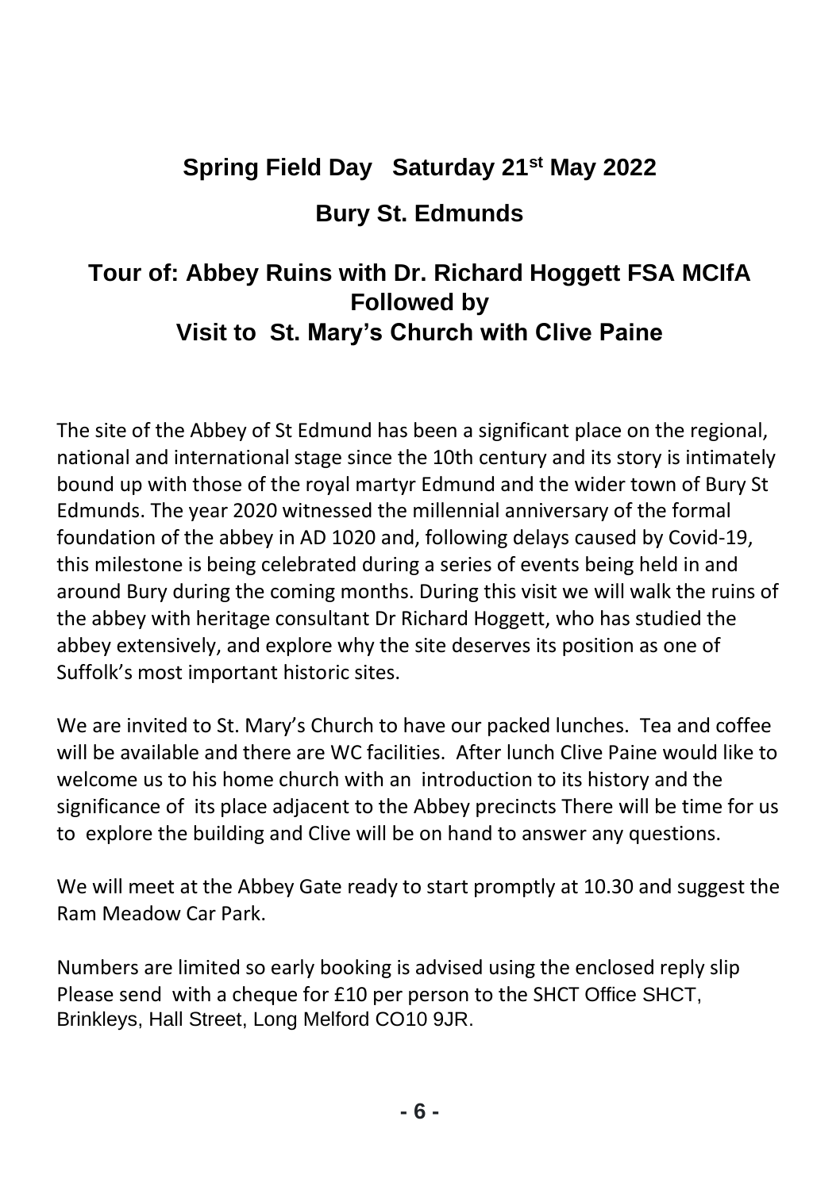## Spring Field Day Saturday 21st May 2022

## Bury St. Edmunds

## Tour of: Abbey Ruins with Dr. Richard Hoggett FSA MCIfA Followed by Visit to St. Mary's Church with Clive Paine

The site of the Abbey of St Edmund has been a significant place on the regional, national and international stage since the 10th century and its story is intimately bound up with those of the royal martyr Edmund and the wider town of Bury St Edmunds. The year 2020 witnessed the millennial anniversary of the formal foundation of the abbey in AD 1020 and, following delays caused by Covid-19, this milestone is being celebrated during a series of events being held in and around Bury during the coming months. During this visit we will walk the ruins of the abbey with heritage consultant Dr Richard Hoggett, who has studied the abbey extensively, and explore why the site deserves its position as one of Suffolk's most important historic sites.

We are invited to St. Mary's Church to have our packed lunches. Tea and coffee will be available and there are WC facilities. After lunch Clive Paine would like to welcome us to his home church with an introduction to its history and the significance of its place adjacent to the Abbey precincts There will be time for us to explore the building and Clive will be on hand to answer any questions.

We will meet at the Abbey Gate ready to start promptly at 10.30 and suggest the Ram Meadow Car Park.

Numbers are limited so early booking is advised using the enclosed reply slip Please send with a cheque for £10 per person to the SHCT Office SHCT, Brinkleys, Hall Street, Long Melford CO10 9JR.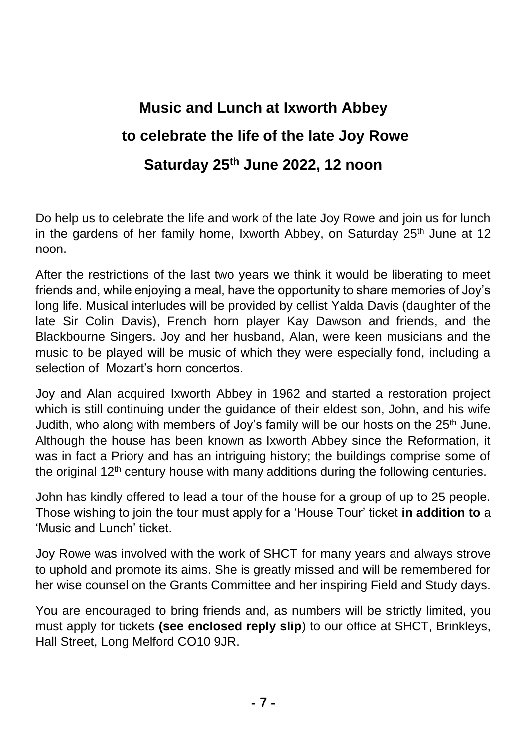# Music and Lunch at Ixworth Abbey

# to celebrate the life of the late Joy Rowe

# Saturday 25th June 2022, 12 noon

Do help us to celebrate the life and work of the late Joy Rowe and join us for lunch in the gardens of her family home, Ixworth Abbey, on Saturday 25th June at 12 noon.

After the restrictions of the last two years we think it would be liberating to meet friends and, while enjoying a meal, have the opportunity to share memories of Joy's long life. Musical interludes will be provided by cellist Yalda Davis (daughter of the late Sir Colin Davis), French horn player Kay Dawson and friends, and the Blackbourne Singers. Joy and her husband, Alan, were keen musicians and the music to be played will be music of which they were especially fond, including a selection of Mozart's horn concertos.

Joy and Alan acquired Ixworth Abbey in 1962 and started a restoration project which is still continuing under the guidance of their eldest son, John, and his wife Judith, who along with members of Joy's family will be our hosts on the 25th June. Although the house has been known as Ixworth Abbey since the Reformation, it was in fact a Priory and has an intriguing history; the buildings comprise some of the original 12th century house with many additions during the following centuries.

John has kindly offered to lead a tour of the house for a group of up to 25 people. Those wishing to join the tour must apply for a 'House Tour' ticket **in addition to** a 'Music and Lunch' ticket.

Joy Rowe was involved with the work of SHCT for many years and always strove to uphold and promote its aims. She is greatly missed and will be remembered for her wise counsel on the Grants Committee and her inspiring Field and Study days.

You are encouraged to bring friends and, as numbers will be strictly limited, you must apply for tickets **(see enclosed reply slip)** to our office at SHCT, Brinkleys, Hall Street, Long Melford CO10 9JR.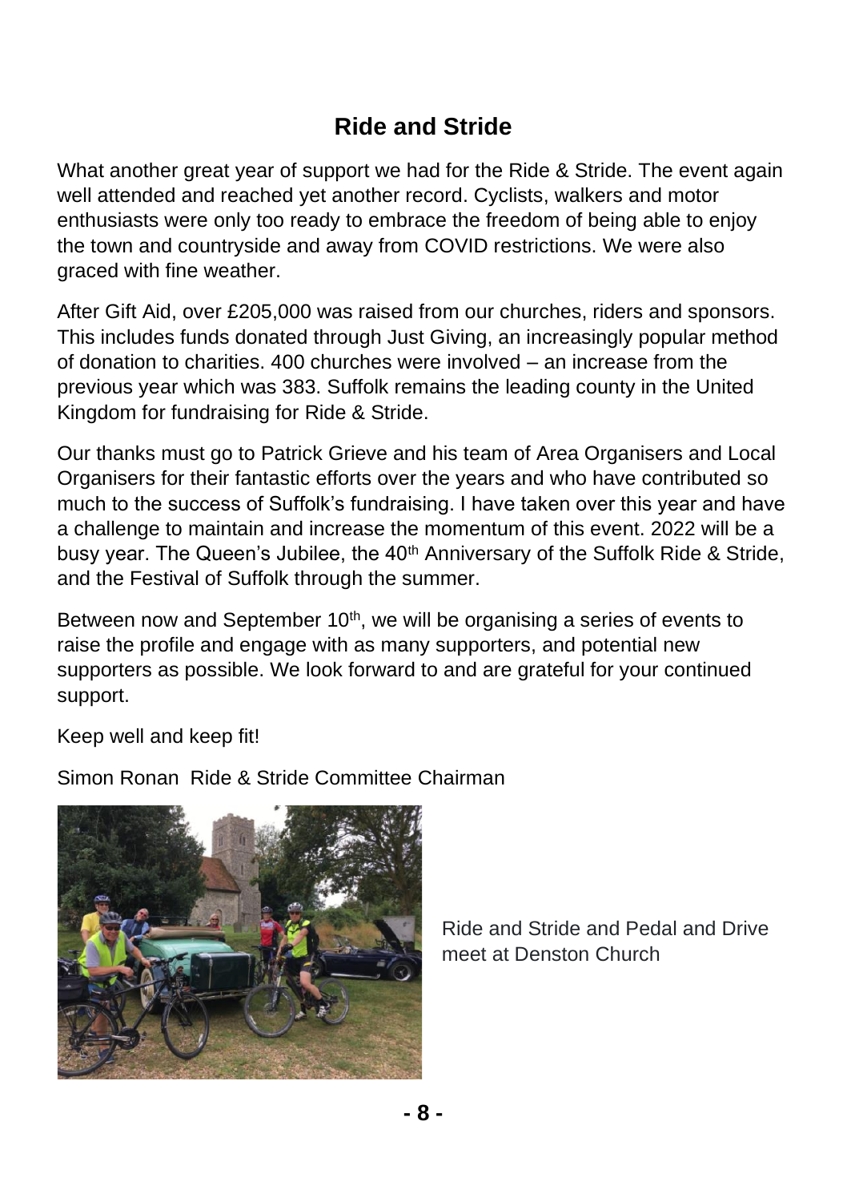# Ride and Stride

What another great year of support we had for the Ride & Stride. The event again well attended and reached yet another record. Cyclists, walkers and motor enthusiasts were only too ready to embrace the freedom of being able to enjoy the town and countryside and away from COVID restrictions. We were also graced with fine weather.

After Gift Aid, over £205,000 was raised from our churches, riders and sponsors. This includes funds donated through Just Giving, an increasingly popular method of donation to charities. 400 churches were involved – an increase from the previous year which was 383. Suffolk remains the leading county in the United Kingdom for fundraising for Ride & Stride.

Our thanks must go to Patrick Grieve and his team of Area Organisers and Local Organisers for their fantastic efforts over the years and who have contributed so much to the success of Suffolk's fundraising. I have taken over this year and have a challenge to maintain and increase the momentum of this event. 2022 will be a busy year. The Queen's Jubilee, the 40th Anniversary of the Suffolk Ride & Stride, and the Festival of Suffolk through the summer.

Between now and September 10th, we will be organising a series of events to raise the profile and engage with as many supporters, and potential new supporters as possible. We look forward to and are grateful for your continued support.

Keep well and keep fit!

Simon Ronan Ride & Stride Committee Chairman

Ride and Stride and Pedal and Drive meet at Denston Church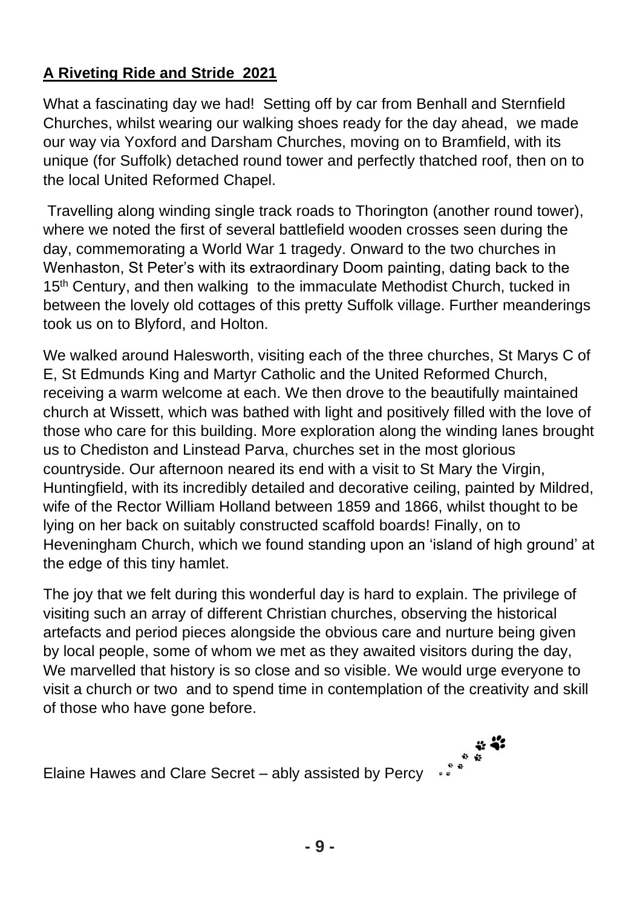**A Riveting Ride and Stride 2021**

What a fascinating day we had! Setting off by car from Benhall and Sternfield Churches, whilst wearing our walking shoes ready for the day ahead, we made our way via Yoxford and Darsham Churches, moving on to Bramfield, with its unique (for Suffolk) detached round tower and perfectly thatched roof, then on to the local United Reformed Chapel.

Travelling along winding single track roads to Thorington (another round tower), where we noted the first of several battlefield wooden crosses seen during the day, commemorating a World War 1 tragedy. Onward to the two churches in Wenhaston, St Peter's with its extraordinary Doom painting, dating back to the 15th Century, and then walking to the immaculate Methodist Church, tucked in between the lovely old cottages of this pretty Suffolk village. Further meanderings took us on to Blyford, and Holton.

We walked around Halesworth, visiting each of the three churches, St Marys C of E, St Edmunds King and Martyr Catholic and the United Reformed Church, receiving a warm welcome at each. We then drove to the beautifully maintained church at Wissett, which was bathed with light and positively filled with the love of those who care for this building. More exploration along the winding lanes brought us to Chediston and Linstead Parva, churches set in the most glorious countryside. Our afternoon neared its end with a visit to St Mary the Virgin, Huntingfield, with its incredibly detailed and decorative ceiling, painted by Mildred, wife of the Rector William Holland between 1859 and 1866, whilst thought to be lying on her back on suitably constructed scaffold boards! Finally, on to Heveningham Church, which we found standing upon an 'island of high ground' at the edge of this tiny hamlet.

The joy that we felt during this wonderful day is hard to explain. The privilege of visiting such an array of different Christian churches, observing the historical artefacts and period pieces alongside the obvious care and nurture being given by local people, some of whom we met as they awaited visitors during the day, We marvelled that history is so close and so visible. We would urge everyone to visit a church or two and to spend time in contemplation of the creativity and skill of those who have gone before.

Elaine Hawes and Clare Secret – ably assisted by Percy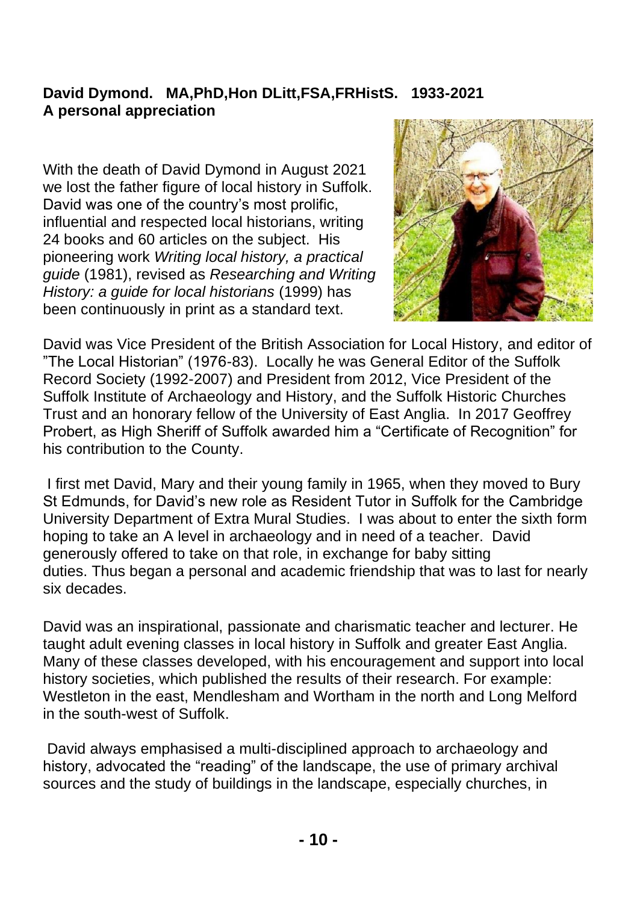**David Dymond. MA,PhD,Hon DLitt,FSA,FRHistS. 1933-2021**
**A personal appreciation**

With the death of David Dymond in August 2021 we lost the father figure of local history in Suffolk. David was one of the country's most prolific, influential and respected local historians, writing 24 books and 60 articles on the subject. His pioneering work *Writing local history, a practical guide* (1981), revised as *Researching and Writing History: a guide for local historians* (1999) has been continuously in print as a standard text.

David was Vice President of the British Association for Local History, and editor of "The Local Historian" (1976-83). Locally he was General Editor of the Suffolk Record Society (1992-2007) and President from 2012, Vice President of the Suffolk Institute of Archaeology and History, and the Suffolk Historic Churches Trust and an honorary fellow of the University of East Anglia. In 2017 Geoffrey Probert, as High Sheriff of Suffolk awarded him a "Certificate of Recognition" for his contribution to the County.

I first met David, Mary and their young family in 1965, when they moved to Bury St Edmunds, for David's new role as Resident Tutor in Suffolk for the Cambridge University Department of Extra Mural Studies. I was about to enter the sixth form hoping to take an A level in archaeology and in need of a teacher. David generously offered to take on that role, in exchange for baby sitting duties. Thus began a personal and academic friendship that was to last for nearly six decades.

David was an inspirational, passionate and charismatic teacher and lecturer. He taught adult evening classes in local history in Suffolk and greater East Anglia. Many of these classes developed, with his encouragement and support into local history societies, which published the results of their research. For example: Westleton in the east, Mendlesham and Wortham in the north and Long Melford in the south-west of Suffolk.

David always emphasised a multi-disciplined approach to archaeology and history, advocated the "reading" of the landscape, the use of primary archival sources and the study of buildings in the landscape, especially churches, in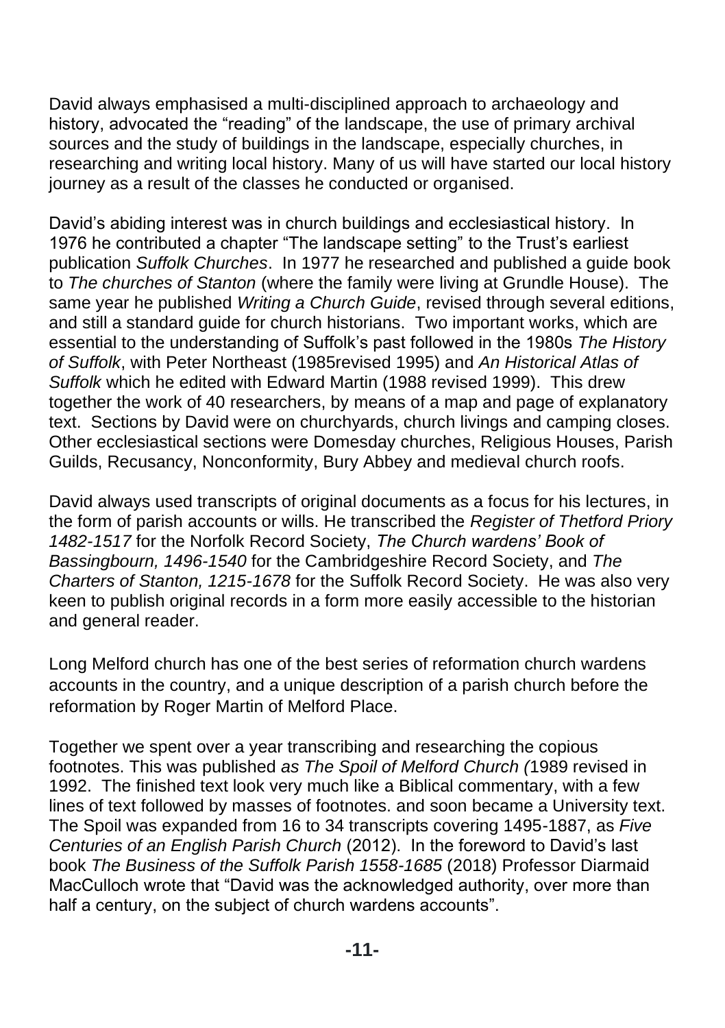David always emphasised a multi-disciplined approach to archaeology and history, advocated the "reading" of the landscape, the use of primary archival sources and the study of buildings in the landscape, especially churches, in researching and writing local history. Many of us will have started our local history journey as a result of the classes he conducted or organised.

David's abiding interest was in church buildings and ecclesiastical history. In 1976 he contributed a chapter "The landscape setting" to the Trust's earliest publication *Suffolk Churches*. In 1977 he researched and published a guide book to *The churches of Stanton* (where the family were living at Grundle House). The same year he published *Writing a Church Guide*, revised through several editions, and still a standard guide for church historians. Two important works, which are essential to the understanding of Suffolk's past followed in the 1980s *The History of Suffolk*, with Peter Northeast (1985revised 1995) and *An Historical Atlas of Suffolk* which he edited with Edward Martin (1988 revised 1999). This drew together the work of 40 researchers, by means of a map and page of explanatory text. Sections by David were on churchyards, church livings and camping closes. Other ecclesiastical sections were Domesday churches, Religious Houses, Parish Guilds, Recusancy, Nonconformity, Bury Abbey and medieval church roofs.

David always used transcripts of original documents as a focus for his lectures, in the form of parish accounts or wills. He transcribed the *Register of Thetford Priory 1482-1517* for the Norfolk Record Society, *The Church wardens' Book of Bassingbourn, 1496-1540* for the Cambridgeshire Record Society, and *The Charters of Stanton, 1215-1678* for the Suffolk Record Society. He was also very keen to publish original records in a form more easily accessible to the historian and general reader.

Long Melford church has one of the best series of reformation church wardens accounts in the country, and a unique description of a parish church before the reformation by Roger Martin of Melford Place.

Together we spent over a year transcribing and researching the copious footnotes. This was published *as The Spoil of Melford Church (*1989 revised in 1992. The finished text look very much like a Biblical commentary, with a few lines of text followed by masses of footnotes. and soon became a University text. The Spoil was expanded from 16 to 34 transcripts covering 1495-1887, as *Five Centuries of an English Parish Church* (2012). In the foreword to David's last book *The Business of the Suffolk Parish 1558-1685* (2018) Professor Diarmaid MacCulloch wrote that "David was the acknowledged authority, over more than half a century, on the subject of church wardens accounts".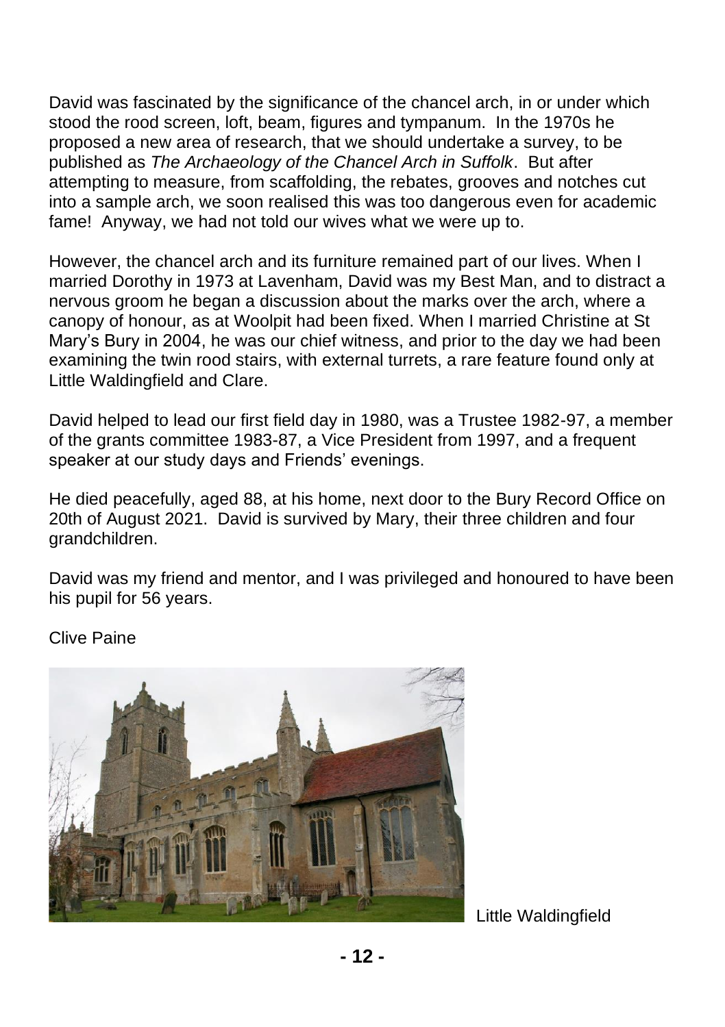David was fascinated by the significance of the chancel arch, in or under which stood the rood screen, loft, beam, figures and tympanum. In the 1970s he proposed a new area of research, that we should undertake a survey, to be published as *The Archaeology of the Chancel Arch in Suffolk*. But after attempting to measure, from scaffolding, the rebates, grooves and notches cut into a sample arch, we soon realised this was too dangerous even for academic fame! Anyway, we had not told our wives what we were up to.

However, the chancel arch and its furniture remained part of our lives. When I married Dorothy in 1973 at Lavenham, David was my Best Man, and to distract a nervous groom he began a discussion about the marks over the arch, where a canopy of honour, as at Woolpit had been fixed. When I married Christine at St Mary's Bury in 2004, he was our chief witness, and prior to the day we had been examining the twin rood stairs, with external turrets, a rare feature found only at Little Waldingfield and Clare.

David helped to lead our first field day in 1980, was a Trustee 1982-97, a member of the grants committee 1983-87, a Vice President from 1997, and a frequent speaker at our study days and Friends' evenings.

He died peacefully, aged 88, at his home, next door to the Bury Record Office on 20th of August 2021. David is survived by Mary, their three children and four grandchildren.

David was my friend and mentor, and I was privileged and honoured to have been his pupil for 56 years.

Clive Paine

Little Waldingfield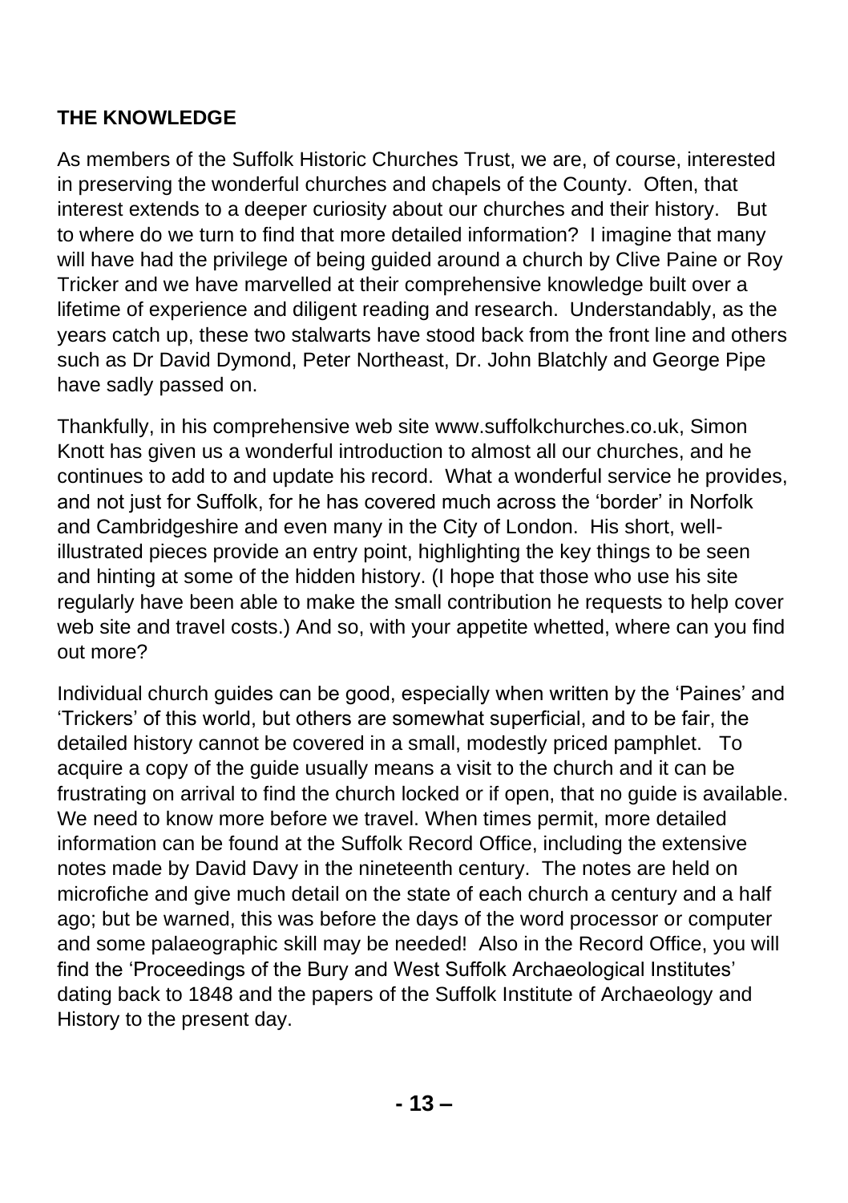**THE KNOWLEDGE**

As members of the Suffolk Historic Churches Trust, we are, of course, interested in preserving the wonderful churches and chapels of the County. Often, that interest extends to a deeper curiosity about our churches and their history. But to where do we turn to find that more detailed information? I imagine that many will have had the privilege of being guided around a church by Clive Paine or Roy Tricker and we have marvelled at their comprehensive knowledge built over a lifetime of experience and diligent reading and research. Understandably, as the years catch up, these two stalwarts have stood back from the front line and others such as Dr David Dymond, Peter Northeast, Dr. John Blatchly and George Pipe have sadly passed on.

Thankfully, in his comprehensive web site www.suffolkchurches.co.uk, Simon Knott has given us a wonderful introduction to almost all our churches, and he continues to add to and update his record. What a wonderful service he provides, and not just for Suffolk, for he has covered much across the 'border' in Norfolk and Cambridgeshire and even many in the City of London. His short, well-illustrated pieces provide an entry point, highlighting the key things to be seen and hinting at some of the hidden history. (I hope that those who use his site regularly have been able to make the small contribution he requests to help cover web site and travel costs.) And so, with your appetite whetted, where can you find out more?

Individual church guides can be good, especially when written by the 'Paines' and 'Trickers' of this world, but others are somewhat superficial, and to be fair, the detailed history cannot be covered in a small, modestly priced pamphlet. To acquire a copy of the guide usually means a visit to the church and it can be frustrating on arrival to find the church locked or if open, that no guide is available. We need to know more before we travel. When times permit, more detailed information can be found at the Suffolk Record Office, including the extensive notes made by David Davy in the nineteenth century. The notes are held on microfiche and give much detail on the state of each church a century and a half ago; but be warned, this was before the days of the word processor or computer and some palaeographic skill may be needed! Also in the Record Office, you will find the 'Proceedings of the Bury and West Suffolk Archaeological Institutes' dating back to 1848 and the papers of the Suffolk Institute of Archaeology and History to the present day.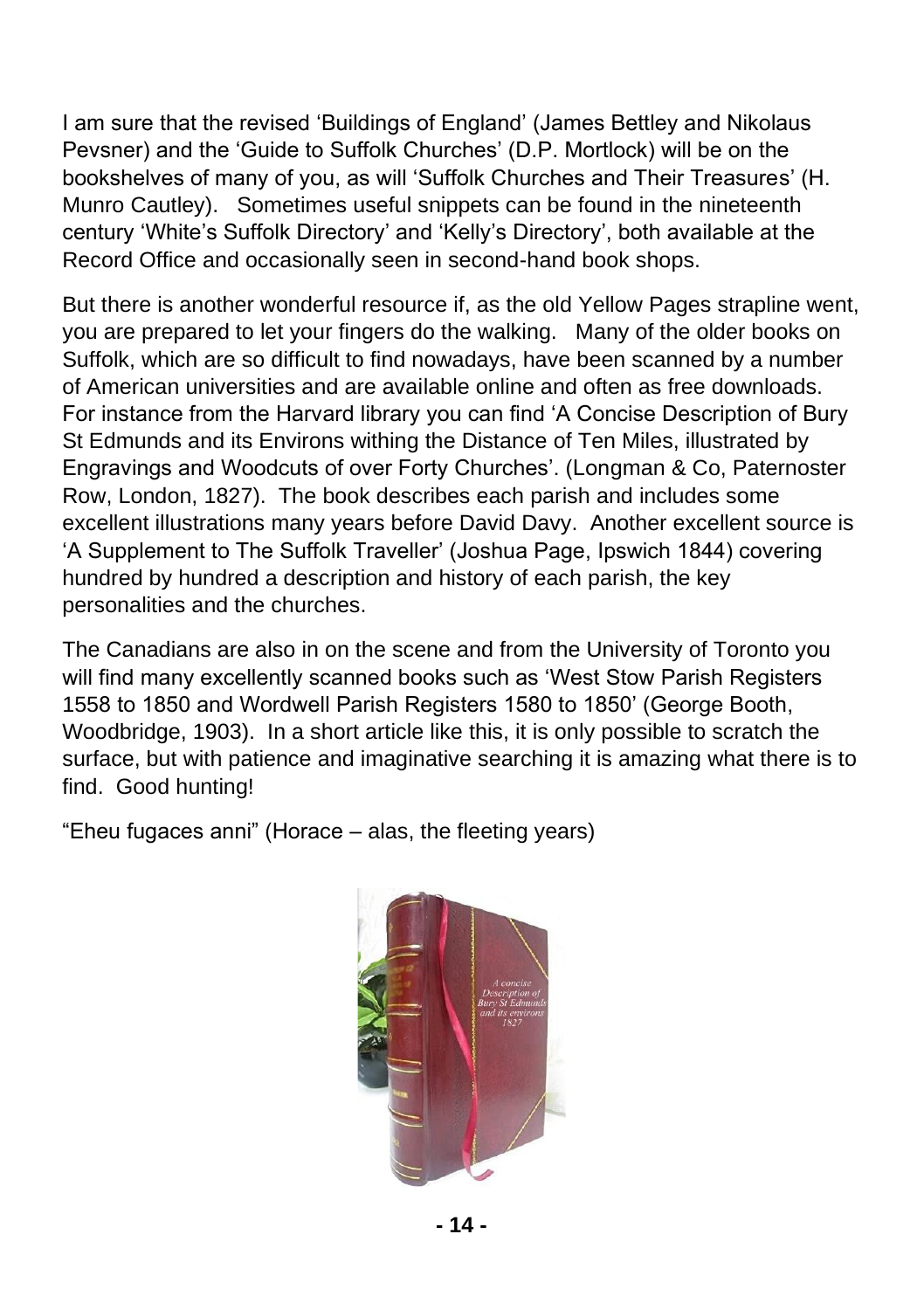I am sure that the revised 'Buildings of England' (James Bettley and Nikolaus Pevsner) and the 'Guide to Suffolk Churches' (D.P. Mortlock) will be on the bookshelves of many of you, as will 'Suffolk Churches and Their Treasures' (H. Munro Cautley). Sometimes useful snippets can be found in the nineteenth century 'White's Suffolk Directory' and 'Kelly's Directory', both available at the Record Office and occasionally seen in second-hand book shops.

But there is another wonderful resource if, as the old Yellow Pages strapline went, you are prepared to let your fingers do the walking. Many of the older books on Suffolk, which are so difficult to find nowadays, have been scanned by a number of American universities and are available online and often as free downloads. For instance from the Harvard library you can find 'A Concise Description of Bury St Edmunds and its Environs withing the Distance of Ten Miles, illustrated by Engravings and Woodcuts of over Forty Churches'. (Longman & Co, Paternoster Row, London, 1827). The book describes each parish and includes some excellent illustrations many years before David Davy. Another excellent source is 'A Supplement to The Suffolk Traveller' (Joshua Page, Ipswich 1844) covering hundred by hundred a description and history of each parish, the key personalities and the churches.

The Canadians are also in on the scene and from the University of Toronto you will find many excellently scanned books such as 'West Stow Parish Registers 1558 to 1850 and Wordwell Parish Registers 1580 to 1850' (George Booth, Woodbridge, 1903). In a short article like this, it is only possible to scratch the surface, but with patience and imaginative searching it is amazing what there is to find. Good hunting!

"Eheu fugaces anni" (Horace – alas, the fleeting years)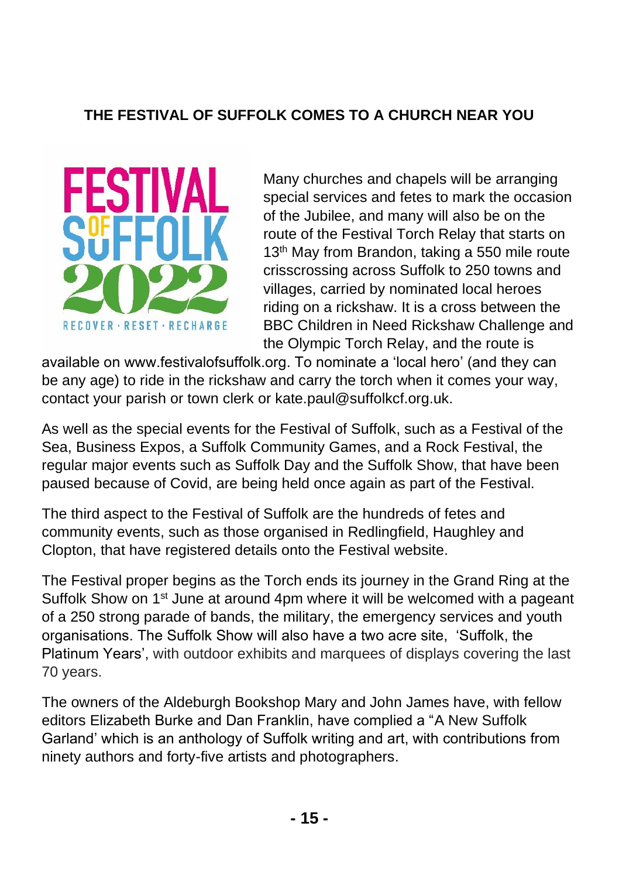## THE FESTIVAL OF SUFFOLK COMES TO A CHURCH NEAR YOU

Many churches and chapels will be arranging special services and fetes to mark the occasion of the Jubilee, and many will also be on the route of the Festival Torch Relay that starts on 13th May from Brandon, taking a 550 mile route crisscrossing across Suffolk to 250 towns and villages, carried by nominated local heroes riding on a rickshaw. It is a cross between the BBC Children in Need Rickshaw Challenge and the Olympic Torch Relay, and the route is available on www.festivalofsuffolk.org. To nominate a 'local hero' (and they can be any age) to ride in the rickshaw and carry the torch when it comes your way, contact your parish or town clerk or kate.paul@suffolkcf.org.uk.

As well as the special events for the Festival of Suffolk, such as a Festival of the Sea, Business Expos, a Suffolk Community Games, and a Rock Festival, the regular major events such as Suffolk Day and the Suffolk Show, that have been paused because of Covid, are being held once again as part of the Festival.

The third aspect to the Festival of Suffolk are the hundreds of fetes and community events, such as those organised in Redlingfield, Haughley and Clopton, that have registered details onto the Festival website.

The Festival proper begins as the Torch ends its journey in the Grand Ring at the Suffolk Show on 1st June at around 4pm where it will be welcomed with a pageant of a 250 strong parade of bands, the military, the emergency services and youth organisations. The Suffolk Show will also have a two acre site, 'Suffolk, the Platinum Years', with outdoor exhibits and marquees of displays covering the last 70 years.

The owners of the Aldeburgh Bookshop Mary and John James have, with fellow editors Elizabeth Burke and Dan Franklin, have complied a "A New Suffolk Garland' which is an anthology of Suffolk writing and art, with contributions from ninety authors and forty-five artists and photographers.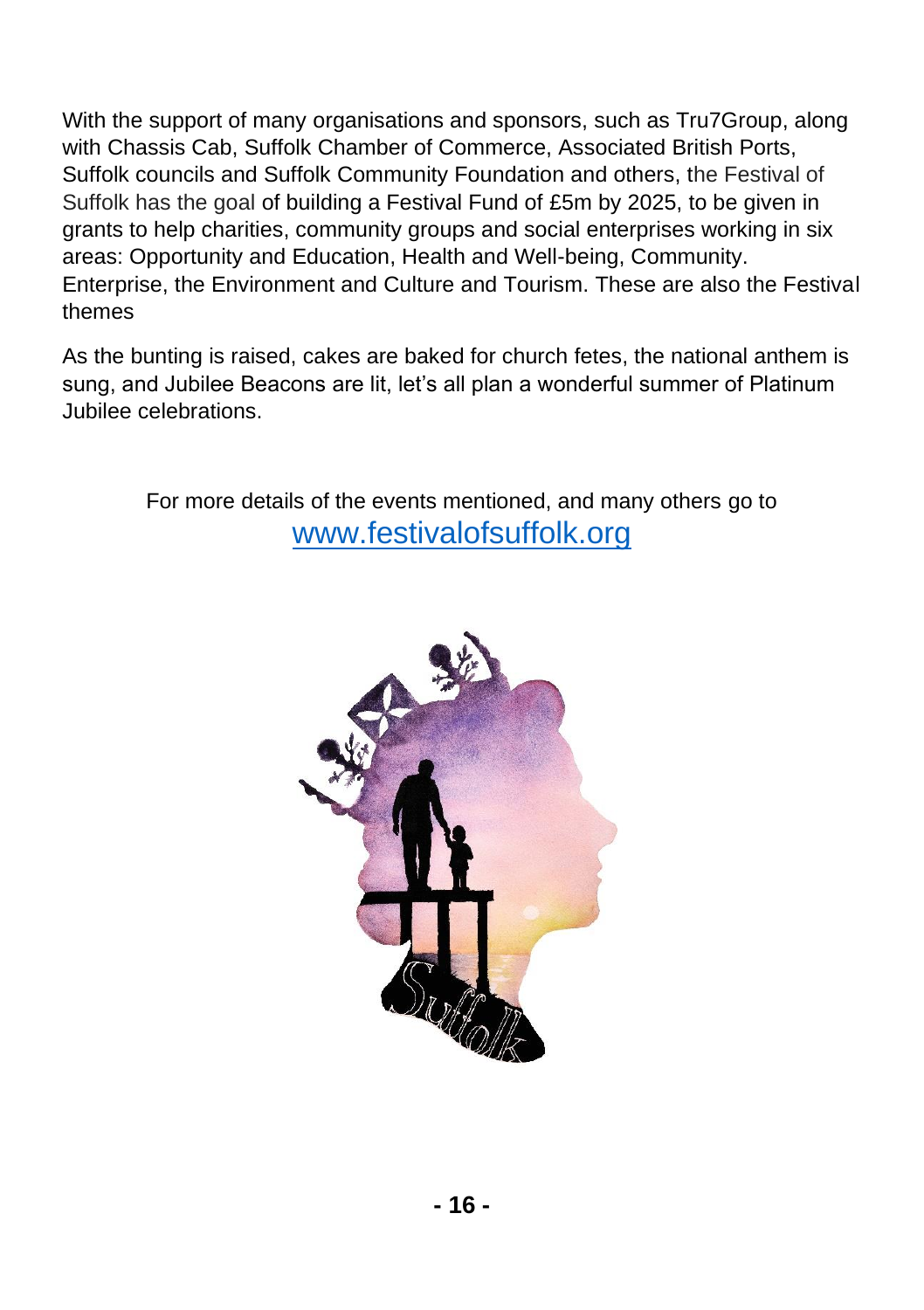With the support of many organisations and sponsors, such as Tru7Group, along with Chassis Cab, Suffolk Chamber of Commerce, Associated British Ports, Suffolk councils and Suffolk Community Foundation and others, the Festival of Suffolk has the goal of building a Festival Fund of £5m by 2025, to be given in grants to help charities, community groups and social enterprises working in six areas: Opportunity and Education, Health and Well-being, Community. Enterprise, the Environment and Culture and Tourism. These are also the Festival themes

As the bunting is raised, cakes are baked for church fetes, the national anthem is sung, and Jubilee Beacons are lit, let's all plan a wonderful summer of Platinum Jubilee celebrations.

For more details of the events mentioned, and many others go to [www.festivalofsuffolk.org](http://www.festivalofsuffolk.org)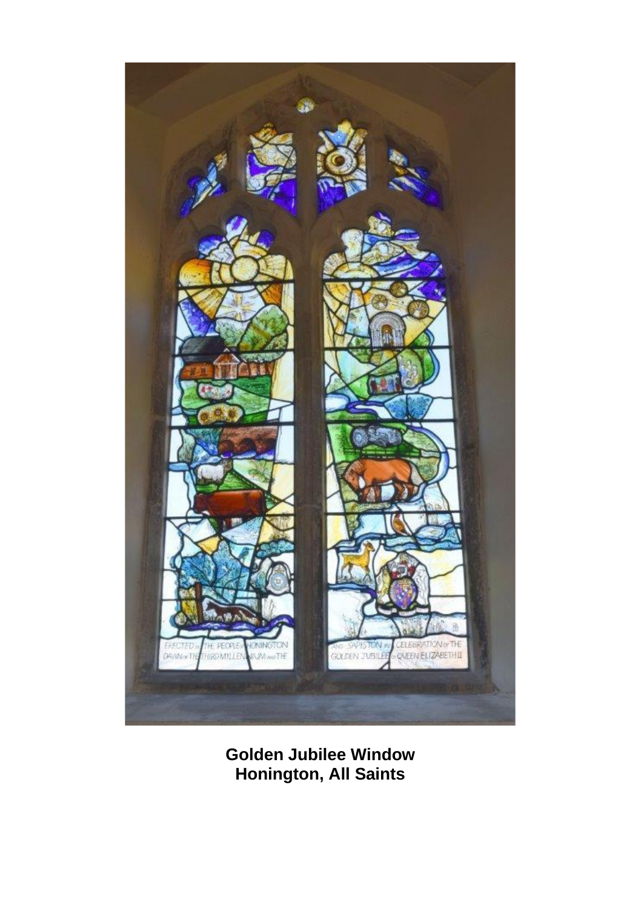**Golden Jubilee Window**
**Honington, All Saints**